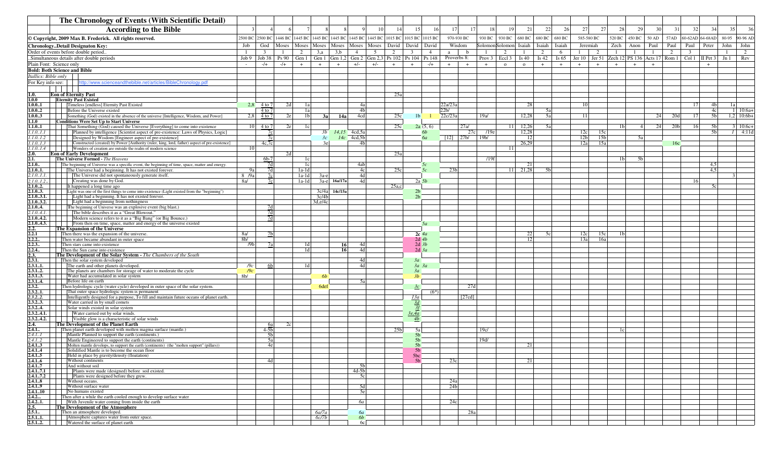# The Chronology of Events (With Scientific Detail)

| | According to the Bible | 3 | 4 | 6 | 7 | 8 | 8 | 9 | 10 | 14 | 15 | 16 | 17 | 17 | 18 | 19 | 21 | 22 | 26 | 27 | 27 | 28 | 29 | 30 | 31 | 32 | 34 | 35 | 36 |
|---|---|---|---|---|---|---|---|---|---|---|---|---|---|---|---|---|---|---|---|---|---|---|---|---|---|---|---|---|---|
| | © Copyright, 2009 Max B. Frederick. All rights reserved. | 2500 BC | 2500 BC | 1446 BC | 1445 BC | 1445 BC | 1445 BC | 1445 BC | 1445 BC | 1015 BC | 1015 BC | 1015 BC | 970-930 BC | | 930 BC | 930 BC | 680 BC | 680 BC | 680 BC | 585-580 BC | | 520 BC | 450 BC | 50 AD | 57AD | 60-62AD | 64-68AD | 80-95 | 90-96 AD |
| | Chronology..Detail Designaton Key: | Job | God | Moses | Moses | Moses | Moses | Moses | Moses | David | David | David | Wisdom | | Solomon | Solomon | Isaiah | Isaiah | Isaiah | Jeremiah | | Zech | Anon | Paul | Paul | Paul | Peter | John | John |
| | Order of events before double period.. | 1 | 3 | 1 | 2 | 3,a | 3,b | 4 | 5 | 2 | 3 | 4 | a | b | 1 | 2 | 1 | 2 | 6 | 1 | 2 | 1 | 1 | 1 | 2 | 3 | | 1 | 2 |
| | ..Simultaneous details after double periods | Job 9 | Job 38 | Ps 90 | Gen 1 | Gen 1 | Gen 1,2 | Gen 2 | Gen 2,3 | Ps 102 | Ps 104 | Ps 148 | Proverbs 8: | | Prov 3 | Eccl 3 | Is 40 | Is 42 | Is 65 | Jer 10 | Jer 51 | Zech 12 | PS 136 | Acts 17 | Rom 1 | Col 1 | II Pet 3 | Jn 1 | Rev |
| | Plain Font: Science only | - | -/+ | -/+ | + | + | + | +/- | +/- | + | + | -/+ | + | + | + | o | o | + | + | + | + | + | + | + | | | + | | |
| | **Bold: Both Science and Bible** | | | | | | | | | | | | | | | | | | | | | | | | | | | | |
| | *Itallics: Bible only* | | | | | | | | | | | | | | | | | | | | | | | | | | | | |
| | For Key info see: http://www.scienceandthebible.net/articles/BibleChronology.pdf | | | | | | | | | | | | | | | | | | | | | | | | | | | | |
| **1.0.** | **Eon of Eternity Past** | | | | | | | | | 25a | | | | | | | | | | | | | | | | | | | |
| **1.0.0** | **Eternity Past Existed** | | | | | | | | | | | | | | | | | | | | | | | | | | | | |
| **1.0.0..1** | Timeless [endless] Eternity Past Existed | 2,8 | 4 to 7 | 2d | 1a | | | 4a | | | | | 22a/23a | | | | 28 | | | 10 | | | | | | 17 | 4b | 1a | |
| **1.0.0..2** | Before the Universe existed | | 4 to 7 | | 1a | | | 4b | | | | | 22b/ | | | | | 5a | | | | | | | | | 4c | 1 | 10:6a+ |
| **1.0.0..3** | Something (God) existed in the absence of the universe [Intelligence, Wisdom, and Power] | 2,8 | 4 to 7 | 2e | 1b | **3a** | **14a** | 4cd | | 25c | 1b | 1 | 22c/23a | | 19a/ | | 12,28 | 5a | | 11 | | | | 24 | 20d | 17 | 5b | 1,2 | 10:6b+ |
| **1.1.0** | **Conditions Were Set Up to Start Universe** | | | | | | | | | | | | | | | | | | | | | | | | | | | | |
| **1.1.0..1** | That Something (God) caused the Universe [Everything] to come into existence | 10 | 4 to 7 | 2e | 1c | | | | | 25c | 2a | (5, 6) | | 27a/ | | 11 | 12,26 | 5a | | | | 1b | 4 | 24 | 20b | 16 | 5b | 3 | 10:6c+ |
| *1.1.0..1.1* | Planned by intelligence [Scientist aspect of pre-existence: Laws of Physics, Logic] | | 7c | | | *3b* | *14,15* | 4cd,5a | | | | 6b | | 27c | /19e | | 12,28 | | | 12c | 15c | | | | | | 5b | 1 | 4:11d |
| *1.1.0..1.2* | Designed by Wisdom [Engineer aspect of pre-existence] | | 7c | | | *3c* | *14c* | 4cd,5b | | | | 6a | [12] | 27b/ | 19b/ | | 12 | | | 12b | 15b | | 5a | | | | | | |
| *1.1.0..1.3* | Constructed (created) by Power [Authority (ruler, king, lord, father) aspect of pre-existence] | | 4c,7c | | | 3e | | 4b | | | | | | | | | 26,29 | | | 12a | 15a | | | | 16c | | | | |
| *1.1.0..1.4* | Wonders of creation are outside the realm of modern science | 10 | | | | | | | | | | | | | | 11 | | | | | | | | | | | | | |
| **2.0.** | **Eon of Early Development** | | | 2d | | | | | | 25a | | | | | | | | | | | | | | | | | | | |
| **2.1.** | **The Universe Formed** - *The Heavens* | | 6b-7 | | 1c | | | | | | | | | | /19f | | | | | | | 1b | 5b | | | | | | |
| **2.1.0..** | The beginning of Universe was a specific event, the beginning of time, space, matter and energy. | | 7d | | 1c | | | 4ab | | | | 5c | | | | | 21 | | | | | | | | | | 4,5 | | |
| **2.1.0..1.** | The Universe had a beginning. It has not existed forever. | 9a | 7d | | 1a-1d | | | 4c | | 25c | | 5c | 23b | | | 11 | 21,28 | 5b | | | | | | | | | 4,5 | | |
| *2.1.0..1.1.* | The Universe did not spontaneously generate itself. | 8 /9a | 7c | | 1a-1d | 3a-e | | 4d | | | | | | | | | | | | | | | | | | | | 3 | |
| *2.1.0..1.2.* | Creating was done by God. | 8a/ | 7c | | 1a-1d | 3a-e | **16a/17a** | 4d | | | 2a | 5b | | | | | | | | | | | | | | 16 | | | |
| **2.1.0..2.** | It happened a long time ago | | | | | | | | | 25a,c | | | | | | | | | | | | | | | | | 5c | | |
| **2.1.0..3.** | Light was one of the first things to come into existence (Light existed from the "beginning") | | | | | 3c/4a | **14c/15a** | | | | 2b | | | | | | | | | | | | | | | | | | |
| **2.1.0..3.1.** | Light had a beginning. It has not existed forever. | | | | | 3c/4b | | | | | 2b | | | | | | | | | | | | | | | | | | |
| **2.1.0..3.2.** | Light had a beginning from nothingness | | | | | 3d,e/4c | | | | | | | | | | | | | | | | | | | | | | | |
| **2.1.0..4.** | The beginning of Universe was an explosive event (big blast.) | | 7d | | | | | | | | | | | | | | | | | | | | | | | | | | |
| *2.1.0..4.1.* | The bible describes it as a "Great Blowout." | | 7d | | | | | | | | | | | | | | | | | | | | | | | | | | |
| **2.1.0..4.2.** | Modern science refers to it as a "Big Bang" (or Big Bounce.) | | 7d | | | | | | | | | | | | | | | | | | | | | | | | | | |
| **2.1.0..4.3.** | From then on time, space, matter and energy of the universe existed | | | | | | | | | | | 5a | | | | | | | | | | | | | | | | | |
| **2.2.** | **The Expansion of the Universe** | | | | | | | | | | | | | | | | | | | | | | | | | | | | |
| **2.2.1** | Then there was the expansion of the universe. | 8a/ | 7b | | | | | | | | 2c | 4a | | | | | 22 | 5c | | 12c | 15c | 1b | | | | | | | |
| **2.2.2..** | Then water became abundant in outer space | 8b/ | | | | | | | | | 2d | 4b | | | | | 12 | | | 13a | 16a | | | | | | | | |
| **2.2.3..** | Then stars came into existence | /9b | 7a | | 1d | | 16 | 4d | | | 2d | 3b | | | | | | | | | | | | | | | | | |
| **2.2.4..** | Then the Sun came into existence | | | | 1d | | 16 | 4d | | | 2d | 3a | | | | | | | | | | | | | | | | | |
| **2.3.** | **The Development of the Solar System** - *The Chambers of the South* | | | | | | | | | | | | | | | | | | | | | | | | | | | | |
| **2.3.1.** | Then the solar system developed | | | | | | | 4d | | | 3a | | | | | | | | | | | | | | | | | | |
| **2.3.1..1.** | The earth and other planets developed. | /9c | 6b | | 1d | | | 4d | | | 3a | 3a | | | | | | | | | | | | | | | | | |
| **2.3.1..2.** | The planets are chambers for storage of water to moderate the cycle | /9c | | | | | | | | | 3a | | | | | | | | | | | | | | | | | | |
| **2.3.1..3.** | Water had accumulated in solar system | 8b/ | | | | 6b | | | | | 3b | | | | | | | | | | | | | | | | | | |
| **2.3.1..4.** | Before life on earth | | | | | | | 5a | | | | | | | | | | | | | | | | | | | | | |
| **2.3.2.** | Then hydrologic cycle (water cycle) developed in outer space of the solar system. | | | | | 6def | | | | | 3c | | | 27d | | | | | | | | | | | | | | | |
| **2.3.2..1.** | That outer space hydrologic system is permanent | | | | | | | | | | | (6*) | | | | | | | | | | | | | | | | | |
| *2.3.2..2.* | Intelligently designed for a purpose. To fill and maintain future oceans of planet earth. | | | | | | | | | | 13a | | | [27cd] | | | | | | | | | | | | | | | |
| **2.3.2..3.** | Water carried in by small comets | | | | | | | | | | 3d | | | | | | | | | | | | | | | | | | |
| **2.3.2..4.** | Solar winds existed in solar system | | | | | | | | | | 3f | | | | | | | | | | | | | | | | | | |
| **2.3.2..4.1.** | Water carried out by solar winds. | | | | | | | | | | 3e,4a | | | | | | | | | | | | | | | | | | |
| **2.3.2..4.2.** | Visible glow is a characteristic of solar winds | | | | | | | | | | 4b | | | | | | | | | | | | | | | | | | |
| **2.4.** | **The Development of the Planet Earth** | | 6a | 2c | | | | | | | | | | | | | | | | | | | | | | | | | |
| **2.4.1..** | Then planet earth developed with molten magma surface (mantle.) | | 4-5b | | | | | | | 25b | 5a | | | | 19c/ | | | | | | | 1c | | | | | | | |
| *2.4.1..1* | Mantle Planned to support the earth (continents.) | | 5b | | | | | | | | 5b | | | | | | | | | | | | | | | | | | |
| *2.4.1..2* | Mantle Engineered to support the earth (continents) | | 5a | | | | | | | | 5b | | | | 19d/ | | | | | | | | | | | | | | |
| **2.4.1..3** | Molten mantle develops, to support the earth (continents) (the "molten support" (pillars)) | | 4e | | | | | | | | 5b | | | | | | 21 | | | | | | | | | | | | |
| **2.4.1..4** | Solidified Mantle is to become the ocean floor | | | | | | | | | | 5b | | | | | | | | | | | | | | | | | | |
| **2.4.1..5** | Held in place by gravity/density (floatation) | | | | | | | | | | 5bc | | | | | | | | | | | | | | | | | | |
| **2.4.1..6** | Without continents | | 4d | | | | | | | | 5b | | 23c | | | | 21 | | | | | | | | | | | | |
| **2.4.1..7** | And without soil | | | | | | | 5b | | | | | | | | | | | | | | | | | | | | | |
| **2.4.1..7.1** | Plants were made (designed) before soil existed. | | | | | | | 4d-5b | | | | | | | | | | | | | | | | | | | | | |
| **2.4.1..7.2** | Plants were designed before they grew. | | | | | | | 5c | | | | | | | | | | | | | | | | | | | | | |
| **2.4.1..8** | Without oceans. | | | | | | | | | | | | 24a | | | | | | | | | | | | | | | | |
| **2.4.1..9** | Without surface water | | | | | | | 5d | | | | | 24b | | | | | | | | | | | | | | | | |
| **2.4.1..10** | No humans existed | | | | | | | 5e | | | | | | | | | | | | | | | | | | | | | |
| **2.4.2...** | Then after a while the earth cooled enough to develop surface water | | | | | | | | | | | | | | | | | | | | | | | | | | | | |
| **2.4.2..1.** | With Juvenile water coming from inside the earth | | | | | | | *6a* | | | | | 24c | | | | | | | | | | | | | | | | |
| **2.5.** | **The Development of the Atmosphere** | | | | | | | | | | | | | | | | | | | | | | | | | | | | |
| **2.5.1..** | Then an atmosphere developed. | | | | | *6a/7a* | | *6a* | | | | | | 28a | | | | | | | | | | | | | | | |
| **2.5.1..1.** | Atmosphere captures water from outer space. | | | | | *6c/7b* | | *6b* | | | | | | | | | | | | | | | | | | | | | |
| **2.5.1..2.** | Watered the surface of planet earth | | | | | | | 6c | | | | | | | | | | | | | | | | | | | | | |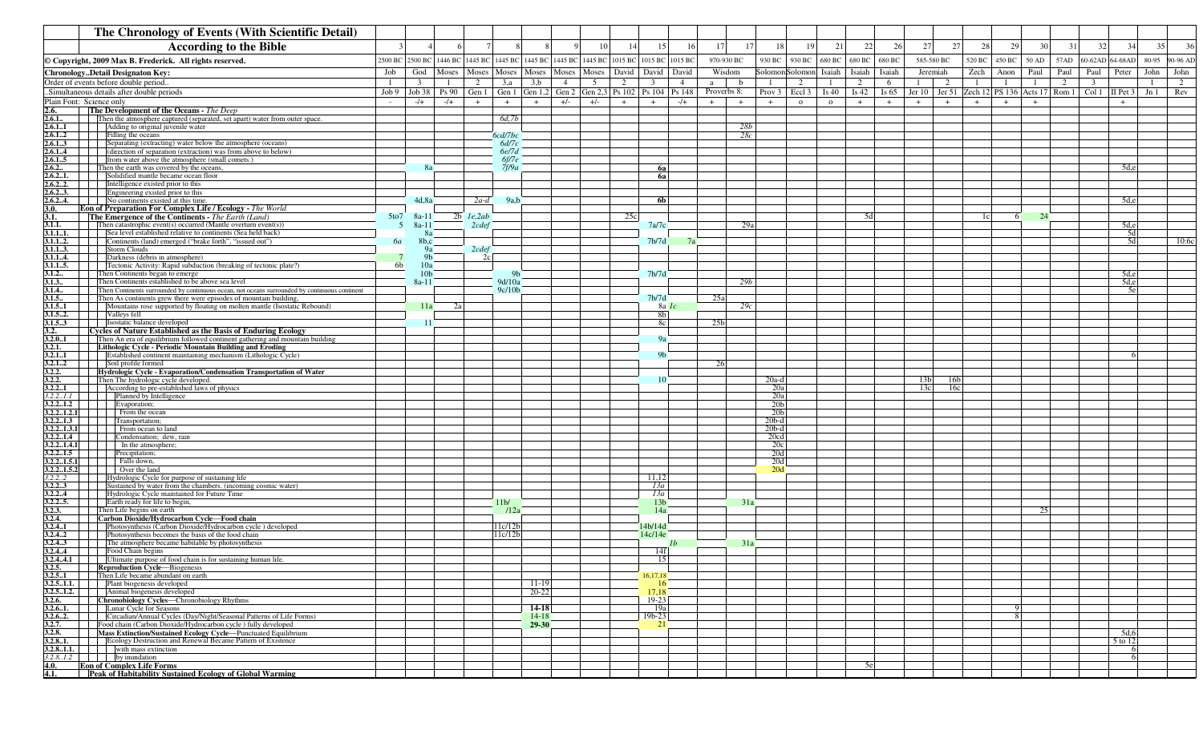| The Chronology of Events (With Scientific Detail) According to the Bible | | 3 | 4 | 6 | 7 | 8 | 8 | 9 | 10 | 14 | 15 | 16 | 17 | 17 | 18 | 19 | 21 | 22 | 26 | 27 | 27 | 28 | 29 | 30 | 31 | 32 | 34 | 35 | 36 |
|---|---|---|---|---|---|---|---|---|---|---|---|---|---|---|---|---|---|---|---|---|---|---|---|---|---|---|---|---|---|
| © Copyright, 2009 Max B. Frederick. All rights reserved. | | 2500 BC | 2500 BC | 1446 BC | 1445 BC | 1445 BC | 1445 BC | 1445 BC | 1445 BC | 1015 BC | 1015 BC | 1015 BC | 970-930 BC | | 930 BC | 930 BC | 680 BC | 680 BC | 680 BC | 585-580 BC | | 520 BC | 450 BC | 50 AD | 57AD | 60-62AD | 64-68AD | 80-95 | 90-96 AD |
| Chronology..Detail Designaton Key: | | Job | God | Moses | Moses | Moses | Moses | Moses | Moses | David | David | David | Wisdom | | Solomon | Solomon | Isaiah | Isaiah | Isaiah | Jeremiah | | Zech | Anon | Paul | Paul | Paul | Peter | John | John |
| Order of events before double period.. | | 1 | 3 | 1 | 2 | 3,a | 3,b | 4 | 5 | 2 | 3 | 4 | a | b | 1 | 2 | 1 | 2 | 6 | 1 | 2 | 1 | 1 | 1 | 2 | 3 | | 1 | 2 |
| ..Simultaneous details after double periods | | Job 9 | Job 38 | Ps 90 | Gen 1 | Gen 1 | Gen 1,2 | Gen 2 | Gen 2,3 | Ps 102 | Ps 104 | Ps 148 | Proverbs 8: | | Prov 3 | Eccl 3 | Is 40 | Is 42 | Is 65 | Jer 10 | Jer 51 | Zech 12 | PS 136 | Acts 17 | Rom 1 | Col 1 | II Pet 3 | Jn 1 | Rev |
| Plain Font: Science only | | - | -/+ | -/+ | + | + | + | +/- | +/- | + | + | -/+ | + | + | + | o | o | + | + | + | + | + | + | + | | | + | | |
| **2.6.** | **The Development of the Oceans - *The Deep*** | | | | | | | | | | | | | | | | | | | | | | | | | | | | |
| 2.6.1.. | Then the atmosphere captured (separated, set apart) water from outer space. | | | | | 6d,7b | | | | | | | | | | | | | | | | | | | | | | | |
| 2.6.1..1 | Adding to original juvenile water | | | | | | | | | | | | | 28b | | | | | | | | | | | | | | | |
| 2.6.1..2 | Filling the oceans | | | | | 6cd/7bc | | | | | | | | 28c | | | | | | | | | | | | | | | |
| 2.6.1..3 | Separating (extracting) water below the atmosphere (oceans) | | | | | 6d/7c | | | | | | | | | | | | | | | | | | | | | | | |
| 2.6.1..4 | (direction of separation (extraction) was from above to below) | | | | | 6e/7d | | | | | | | | | | | | | | | | | | | | | | | |
| 2.6.1..5 | from water above the atmosphere (small comets.) | | | | | 6f/7e | | | | | | | | | | | | | | | | | | | | | | | |
| 2.6.2.. | Then the earth was covered by the oceans, | | 8a | | | 7f/9a | | | | | 6a | | | | | | | | | | | | | | | | 5d,e | | |
| 2.6.2..1. | Solidified mantle became ocean floor | | | | | | | | | | 6a | | | | | | | | | | | | | | | | | | |
| 2.6.2..2. | Intelligence existed prior to this | | | | | | | | | | | | | | | | | | | | | | | | | | | | |
| 2.6.2..3. | Engineering existed prior to this | | | | | | | | | | | | | | | | | | | | | | | | | | | | |
| 2.6.2..4. | No continents existed at this time. | | 4d,8a | | 2a-d | 9a,b | | | | | 6b | | | | | | | | | | | | | | | | 5d,e | | |
| **3.0.** | **Eon of Preparation For Complex Life / Ecology - *The World*** | | | | | | | | | | | | | | | | | | | | | | | | | | | | |
| **3.1.** | **The Emergence of the Continents - *The Earth (Land)*** | 5to7 | 8a-11 | 2b | 1e,2ab | | | | | 25c | | | | | | | | 5d | | | | 1c | 6 | 24 | | | | | |
| 3.1.1. | Then catastrophic event(s) occurred (Mantle overturn event(s)) | 5 | 8a-11 | | 2cdef | | | | | | 7a/7c | | | 29a | | | | | | | | | | | | | 5d,e | | |
| 3.1.1..1. | Sea level established relative to continents (Sea held back) | | 8a | | | | | | | | | | | | | | | | | | | | | | | | 5d | | |
| 3.1.1..2. | Continents (land) emerged ("brake forth", "issued out") | 6a | 8b,c | | | | | | | | 7b/7d | 7a | | | | | | | | | | | | | | | 5d | | 10:6c |
| 3.1.1..3. | Storm Clouds | | 9a | | 2cdef | | | | | | | | | | | | | | | | | | | | | | | | |
| 3.1.1..4. | Darkness (debris in atmosphere) | 7 | 9b | 2c | | | | | | | | | | | | | | | | | | | | | | | | | |
| 3.1.1..5. | Tectonic Activity: Rapid subduction (breaking of tectonic plate?) | 6b | 10a | | | | | | | | | | | | | | | | | | | | | | | | | | |
| 3.1.2.. | Then Continents began to emerge | | 10b | | | 9b | | | | | 7b/7d | | | | | | | | | | | | | | | | 5d,e | | |
| 3.1.3.. | Then Continents established to be above sea level | | 8a-11 | | | 9d/10a | | | | | | | | 29b | | | | | | | | | | | | | 5d,e | | |
| 3.1.4.. | Then Continents surrounded by continuous ocean, not oceans surrounded by continuous continent | | | | | 9c/10b | | | | | | | | | | | | | | | | | | | | | 5e | | |
| 3.1.5.. | Then As continents grew there were episodes of mountain building, | | | | | | | | | | 7b/7d | | 25a | | | | | | | | | | | | | | | | |
| 3.1.5..1 | Mountains rose supported by floating on molten mantle (Isostatic Rebound) | | 11a | 2a | | | | | | | 8a | 1c | | 29c | | | | | | | | | | | | | | | |
| 3.1.5..2. | Valleys fell | | | | | | | | | | 8b | | | | | | | | | | | | | | | | | | |
| 3.1.5..3 | Isostatic balance developed | | 11 | | | | | | | | 8c | | 25b | | | | | | | | | | | | | | | | |
| **3.2.** | **Cycles of Nature Established as the Basis of Enduring Ecology** | | | | | | | | | | | | | | | | | | | | | | | | | | | | |
| 3.2.0..1 | Then An era of equilibrium followed continent gathering and mountain building | | | | | | | | | | 9a | | | | | | | | | | | | | | | | | | |
| **3.2.1.** | **Lithologic Cycle - Periodic Mountain Building and Eroding** | | | | | | | | | | | | | | | | | | | | | | | | | | | | |
| 3.2.1..1 | Established continent maintaining mechanism (Lithologic Cycle) | | | | | | | | | | 9b | | | | | | | | | | | | | | | | 6 | | |
| 3.2.1..2 | Soil profile formed | | | | | | | | | | | | 26 | | | | | | | | | | | | | | | | |
| **3.2.2.** | **Hydrologic Cycle - Evaporation/Condensation Transportation of Water** | | | | | | | | | | | | | | | | | | | | | | | | | | | | |
| 3.2.2. | Then The hydrologic cycle developed. | | | | | | | | | | 10 | | | | 20a-d | | | | | 13b | 16b | | | | | | | | |
| 3.2.2..1 | According to pre-established laws of physics | | | | | | | | | | | | | | 20a | | | | | 13c | 16c | | | | | | | | |
| 3.2.2..1.1 | Planned by Intelligence | | | | | | | | | | | | | | 20a | | | | | | | | | | | | | | |
| 3.2.2..1.2 | Evaporation; | | | | | | | | | | | | | | 20b | | | | | | | | | | | | | | |
| 3.2.2..1.2.1 | From the ocean | | | | | | | | | | | | | | 20b | | | | | | | | | | | | | | |
| 3.2.2..1.3 | Transportation; | | | | | | | | | | | | | | 20b-d | | | | | | | | | | | | | | |
| 3.2.2..1.3.1 | From ocean to land | | | | | | | | | | | | | | 20b-d | | | | | | | | | | | | | | |
| 3.2.2..1.4 | Condensation; dew, rain | | | | | | | | | | | | | | 20cd | | | | | | | | | | | | | | |
| 3.2.2..1.4.1 | In the atmosphere; | | | | | | | | | | | | | | 20c | | | | | | | | | | | | | | |
| 3.2.2..1.5 | Precipitation; | | | | | | | | | | | | | | 20d | | | | | | | | | | | | | | |
| 3.2.2..1.5.1 | Falls down, | | | | | | | | | | | | | | 20d | | | | | | | | | | | | | | |
| 3.2.2..1.5.2 | Over the land | | | | | | | | | | | | | | 20d | | | | | | | | | | | | | | |
| 3.2.2..2 | Hydrologic Cycle for purpose of sustaining life | | | | | | | | | | 11,12 | | | | | | | | | | | | | | | | | | |
| 3.2.2..3 | Sustained by water from the chambers. (incoming cosmic water) | | | | | | | | | | 13a | | | | | | | | | | | | | | | | | | |
| 3.2.2..4 | Hydrologic Cycle maintained for Future Time | | | | | | | | | | 13a | | | | | | | | | | | | | | | | | | |
| 3.2.2..5. | Earth ready for life to begin, | | | | | 11b/ | | | | | 13b | | | 31a | | | | | | | | | | | | | | | |
| 3.2.3. | Then Life begins on earth | | | | | /12a | | | | | 14a | | | | | | | | | | | | | 25 | | | | | |
| **3.2.4.** | **Carbon Dioxide/Hydrocarbon Cycle—Food chain** | | | | | | | | | | | | | | | | | | | | | | | | | | | | |
| 3.2.4..1 | Photosynthesis (Carbon Dioxide/Hydrocarbon cycle ) developed | | | | | 11c/12b | | | | | 14b/14d | | | | | | | | | | | | | | | | | | |
| 3.2.4..2 | Photosynthesis becomes the basis of the food chain | | | | | 11c/12b | | | | | 14c/14e | | | | | | | | | | | | | | | | | | |
| 3.2.4..3 | The atmosphere became habitable by photosynthesis | | | | | | | | | | | 1b | | 31a | | | | | | | | | | | | | | | |
| 3.2.4..4 | Food Chain begins | | | | | | | | | | 14f | | | | | | | | | | | | | | | | | | |
| 3.2.4..4.1 | Ultimate purpose of food chain is for sustaining human life. | | | | | | | | | | 15 | | | | | | | | | | | | | | | | | | |
| **3.2.5.** | **Reproduction Cycle—Biogenesis** | | | | | | | | | | | | | | | | | | | | | | | | | | | | |
| 3.2.5..1 | Then Life became abundant on earth | | | | | | | | | | 16,17,18 | | | | | | | | | | | | | | | | | | |
| 3.2.5..1.1. | Plant biogenesis developed | | | | | | 11-19 | | | | 16 | | | | | | | | | | | | | | | | | | |
| 3.2.5..1.2. | Animal biogenesis developed | | | | | | 20-22 | | | | 17,18 | | | | | | | | | | | | | | | | | | |
| **3.2.6.** | **Chronobiology Cycles**—Chronobiology Rhythms | | | | | | | | | | 19-23 | | | | | | | | | | | | | | | | | | |
| 3.2.6..1. | Lunar Cycle for Seasons | | | | | | 14-18 | | | | 19a | | | | | | | | | | | | 9 | | | | | | |
| 3.2.6..2. | Circadian/Annual Cycles (Day/Night/Seasonal Patterns of Life Forms) | | | | | | 14-18 | | | | 19b-23 | | | | | | | | | | | | 8 | | | | | | |
| 3.2.7. | Food chain (Carbon Dioxide/Hydrocarbon cycle ) fully developed | | | | | | 29-30 | | | | 21 | | | | | | | | | | | | | | | | | | |
| **3.2.8.** | **Mass Extinction/Sustained Ecology Cycle**—Punctuated Equilibrium | | | | | | | | | | | | | | | | | | | | | | | | | | 5d,6 | | |
| 3.2.8..1. | Ecology Destruction and Renewal Became Pattern of Existence | | | | | | | | | | | | | | | | | | | | | | | | | | 5 to 12 | | |
| 3.2.8..1.1. | with mass extinction | | | | | | | | | | | | | | | | | | | | | | | | | | 6 | | |
| 3.2.8..1.2 | by inundation | | | | | | | | | | | | | | | | | | | | | | | | | | 6 | | |
| **4.0.** | **Eon of Complex Life Forms** | | | | | | | | | | | | | | | | | 5c | | | | | | | | | | | |
| **4.1.** | **Peak of Habitability Sustained Ecology of Global Warming** | | | | | | | | | | | | | | | | | | | | | | | | | | | | |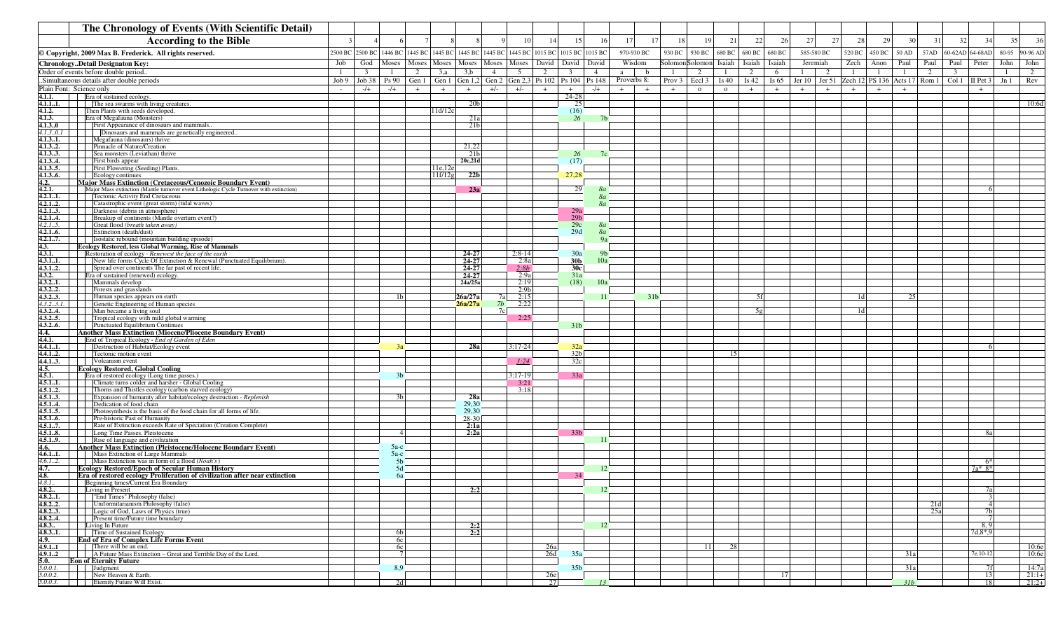# The Chronology of Events (With Scientific Detail)

| | According to the Bible | 3 | 4 | 6 | 7 | 8 | 8 | 9 | 10 | 14 | 15 | 16 | 17 | 17 | 18 | 19 | 21 | 22 | 26 | 27 | 27 | 28 | 29 | 30 | 31 | 32 | 34 | 35 | 36 |
|---|---|---|---|---|---|---|---|---|---|---|---|---|---|---|---|---|---|---|---|---|---|---|---|---|---|---|---|---|---|
| | © Copyright, 2009 Max B. Frederick. All rights reserved. | 2500 BC | 2500 BC | 1446 BC | 1445 BC | 1445 BC | 1445 BC | 1445 BC | 1445 BC | 1015 BC | 1015 BC | 1015 BC | 970-930 BC | | 930 BC | 930 BC | 680 BC | 680 BC | 680 BC | 585-580 BC | | 520 BC | 450 BC | 50 AD | 57AD | 60-62AD | 64-68AD | 80-95 | 90-96 AD |
| | **Chronology..Detail Designaton Key:** | Job | God | Moses | Moses | Moses | Moses | Moses | Moses | David | David | David | Wisdom | | Solomon | Solomon | Isaiah | Isaiah | Isaiah | Jeremiah | | Zech | Anon | Paul | Paul | Paul | Peter | John | John |
| | Order of events before double period.. | 1 | 3 | 1 | 2 | 3,a | 3,b | 4 | 5 | 2 | 3 | 4 | a | b | 1 | 2 | 1 | 2 | 6 | 1 | 2 | 1 | 1 | 1 | 2 | 3 | | 1 | 2 |
| | ..Simultaneous details after double periods | Job 9 | Job 38 | Ps 90 | Gen 1 | Gen 1 | Gen 1,2 | Gen 2 | Gen 2,3 | Ps 102 | Ps 104 | Ps 148 | Proverbs 8: | | Prov 3 | Eccl 3 | Is 40 | Is 42 | Is 65 | Jer 10 | Jer 51 | Zech 12 | PS 136 | Acts 17 | Rom 1 | Col 1 | II Pet 3 | Jn 1 | Rev |
| | Plain Font: Science only | - | -/+ | -/+ | + | + | + | +/- | +/- | + | + | -/+ | + | + | + | o | o | + | + | + | + | + | + | + | | | + | | |
| 4.1.1. | Era of sustained ecology. | | | | | | | | | | 24-28 | | | | | | | | | | | | | | | | | | |
| 4.1.1..1. | The sea swarms with living creatures. | | | | | | 20b | | | | 25 | | | | | | | | | | | | | | | | | | 10:6d |
| 4.1.2. | Then Plants with seeds developed. | | | | | 11d/12c | | | | | (16) | | | | | | | | | | | | | | | | | | |
| 4.1.3. | Era of Megafauna (Monsters) | | | | | | 21a | | | | 26 | 7b | | | | | | | | | | | | | | | | | |
| 4.1.3..0 | First Appearance of dinosaurs and mammals.. | | | | | | 21b | | | | | | | | | | | | | | | | | | | | | | |
| 4.1.3..0.1 | Dinosaurs and mammals are genetically engineered.. | | | | | | | | | | | | | | | | | | | | | | | | | | | | |
| 4.1.3..1. | Megafauna (dinosaurs) thrive | | | | | | | | | | | | | | | | | | | | | | | | | | | | |
| 4.1.3..2. | Pinnacle of Nature/Creation | | | | | | 21,22 | | | | | | | | | | | | | | | | | | | | | | |
| 4.1.3..3. | Sea monsters (Leviathan) thrive | | | | | | 21b | | | | 26 | 7c | | | | | | | | | | | | | | | | | |
| 4.1.3..4. | First birds appear | | | | | | 20c,21d | | | | (17) | | | | | | | | | | | | | | | | | | |
| 4.1.3..5. | First Flowering (Seeding) Plants. | | | | | 11e,12e | | | | | | | | | | | | | | | | | | | | | | | |
| 4.1.3..6. | Ecology continues | | | | | 11f/12g | 22b | | | | 27,28 | | | | | | | | | | | | | | | | | | |
| 4.2. | **Major Mass Extinction (Cretaceous/Cenozoic Boundary Event)** | | | | | | | | | | | | | | | | | | | | | | | | | | | | |
| 4.2.1. | Major Mass extinction (Mantle turnover event Lithologic Cycle Turnover with extinction) | | | | | | 23a | | | | 29 | 8a | | | | | | | | | | | | | | | 6 | | |
| 4.2.1..1. | Tectonic Activity End Cretaceous | | | | | | | | | | | 8a | | | | | | | | | | | | | | | | | |
| 4.2.1..2. | Catastrophic event (great storm) (tidal waves) | | | | | | | | | | | 8a | | | | | | | | | | | | | | | | | |
| 4.2.1..3. | Darkness (debris in atmosphere) | | | | | | | | | | 29a | | | | | | | | | | | | | | | | | | |
| 4.2.1..4. | Breakup of continents (Mantle overturn event?) | | | | | | | | | | 29b | | | | | | | | | | | | | | | | | | |
| 4.2.1..5. | Great flood (*breath taken away*) | | | | | | | | | | 29c | 8a | | | | | | | | | | | | | | | | | |
| 4.2.1..6. | Extinction (death/dust) | | | | | | | | | | 29d | 8a | | | | | | | | | | | | | | | | | |
| 4.2.1..7. | Isostatic rebound (mountain building episode) | | | | | | | | | | | 9a | | | | | | | | | | | | | | | | | |
| 4.3. | **Ecology Restored, less Global Warming, Rise of Mammals** | | | | | | | | | | | | | | | | | | | | | | | | | | | | |
| 4.3.1. | Restoration of ecology - *Renewest the face of the earth* | | | | | | 24-27 | | 2:8-14 | | 30a | 9b | | | | | | | | | | | | | | | | | |
| 4.3.1..1. | New life forms Cycle Of Extinction & Renewal (Punctuated Equilibrium). | | | | | | 24-27 | | 2:8a | | 30b | 10a | | | | | | | | | | | | | | | | | |
| 4.3.1..2. | Spread over continents The far past of recent life. | | | | | | 24-27 | | 2:8b | | 30c | | | | | | | | | | | | | | | | | | |
| 4.3.2. | Era of sustained (renewed) ecology. | | | | | | 24-27 | | 2:9a | | 31a | | | | | | | | | | | | | | | | | | |
| 4.3.2..1. | Mammals develop | | | | | | 24a/25a | | 2:19 | | (18) | 10a | | | | | | | | | | | | | | | | | |
| 4.3.2..2. | Forests and grasslands | | | | | | | | 2:9b | | | | | | | | | | | | | | | | | | | | |
| 4.3.2..3. | Human species appears on earth | | | 1b | | | 26a/27a | 7a | 2:15 | | | 11 | | 31b | | | | 5f | | | | 1d | | 25 | | | | | |
| 4.3.2..3.1. | Genetic Engineering of Human species | | | | | | 26a/27a | 7b | 2:22 | | | | | | | | | | | | | | | | | | | | |
| 4.3.2..4. | Man became a living soul | | | | | | | 7c | | | | | | | | | | 5g | | | | 1d | | | | | | | |
| 4.3.2..5. | Tropical ecology with mild global warming | | | | | | | | 2:25 | | | | | | | | | | | | | | | | | | | | |
| 4.3.2..6. | Punctuated Equilibrium Continues | | | | | | | | | | 31b | | | | | | | | | | | | | | | | | | |
| 4.4. | **Another Mass Extinction (Miocene/Pliocene Boundary Event)** | | | | | | | | | | | | | | | | | | | | | | | | | | | | |
| 4.4.1. | End of Tropical Ecology - *End of Garden of Eden* | | | | | | | | | | | | | | | | | | | | | | | | | | | | |
| 4.4.1..1. | Destruction of Habitat/Ecology event | | | 3a | | | 28a | | 3:17-24 | | 32a | | | | | | | | | | | | | | | | 6 | | |
| 4.4.1..2. | Tectonic motion event | | | | | | | | | | 32b | | | | | | 15 | | | | | | | | | | | | |
| 4.4.1..3. | Volcanism event | | | | | | | | 3:24 | | 32c | | | | | | | | | | | | | | | | | | |
| 4.5. | **Ecology Restored, Global Cooling** | | | | | | | | | | | | | | | | | | | | | | | | | | | | |
| 4.5.1. | Era of restored ecology (Long time passes.) | | | 3b | | | | | 3:17-19 | | 33a | | | | | | | | | | | | | | | | | | |
| 4.5.1..1. | Climate turns colder and harsher - Global Cooling | | | | | | | | 3:21 | | | | | | | | | | | | | | | | | | | | |
| 4.5.1..2. | Thorns and Thistles ecology (carbon starved ecology) | | | | | | | | 3:18 | | | | | | | | | | | | | | | | | | | | |
| 4.5.1..3. | Expansion of humanity after habitat/ecology destruction - *Replenish* | | | 3b | | | 28a | | | | | | | | | | | | | | | | | | | | | | |
| 4.5.1..4. | Dedication of food chain | | | | | | 29,30 | | | | | | | | | | | | | | | | | | | | | | |
| 4.5.1..5. | Photosynthesis is the basis of the food chain for all forms of life. | | | | | | 29,30 | | | | | | | | | | | | | | | | | | | | | | |
| 4.5.1..6. | Pre-historic Past of Humanity | | | | | | 28-30 | | | | | | | | | | | | | | | | | | | | | | |
| 4.5.1..7. | Rate of Extinction exceeds Rate of Speciation (Creation Complete) | | | | | | 2:1a | | | | | | | | | | | | | | | | | | | | | | |
| 4.5.1..8. | Long Time Passes. Pleistocene | | | 4 | | | 2:2a | | | | 33b | | | | | | | | | | | | | | | | 8a | | |
| 4.5.1..9. | Rise of language and civilization | | | | | | | | | | | 11 | | | | | | | | | | | | | | | | | |
| 4.6. | **Another Mass Extinction (Pleistocene/Holocene Boundary Event)** | | | 5a-c | | | | | | | | | | | | | | | | | | | | | | | | | |
| 4.6.1..1. | Mass Extinction of Large Mammals | | | 5a-c | | | | | | | | | | | | | | | | | | | | | | | | | |
| 4.6.1..2. | Mass Extinction was in form of a flood (*Noah's*) | | | 5b | | | | | | | | | | | | | | | | | | | | | | | 6* | | |
| 4.7. | **Ecology Restored/Epoch of Secular Human History** | | | 5d | | | | | | | | 12 | | | | | | | | | | | | | | | 7a* 8* | | |
| 4.8. | **Era of restored ecology Proliferation of civilization after near extinction** | | | 6a | | | | | | | 34 | | | | | | | | | | | | | | | | | | |
| 4.8.1.. | Beginning times/Current Era Boundary | | | | | | | | | | | | | | | | | | | | | | | | | | | | |
| 4.8.2.. | Living in Present | | | | | | 2:2 | | | | | 12 | | | | | | | | | | | | | | | 7a | | |
| 4.8.2..1. | "End Times" Philosophy (false) | | | | | | | | | | | | | | | | | | | | | | | | | | 3 | | |
| 4.8.2..2. | Uniformitarianism Philosophy (false) | | | | | | | | | | | | | | | | | | | | | | | | 21d | | 4 | | |
| 4.8.2..3. | Logic of God, Laws of Physics (true) | | | | | | | | | | | | | | | | | | | | | | | | 25a | | 7b | | |
| 4.8.2..4. | Present time/Future time boundary | | | | | | | | | | | | | | | | | | | | | | | | | | 7 | | |
| 4.8.3.. | Living In Future | | | | | | 2:2 | | | | | 12 | | | | | | | | | | | | | | | 8, 9 | | |
| 4.8.3..1. | Time of Sustained Ecology. | | | 6b | | | 2:2 | | | | | | | | | | | | | | | | | | | | 7d,8*,9 | | |
| 4.9. | **End of Era of Complex Life Forms Event** | | | 6c | | | | | | | | | | | | | | | | | | | | | | | | | |
| 4.9.1..1 | There will be an end. | | | 6c | | | | | | 26a | | | | | | 11 | 28 | | | | | | | | | | | | 10:6e |
| 4.9.1..2 | A Future Mass Extinction – Great and Terrible Day of the Lord. | | | 7 | | | | | | 26d | 35a | | | | | | | | | | | | | 31a | | | 7e,10-12 | | 10:6e |
| 5.0. | **Eon of Eternity Future** | | | | | | | | | | | | | | | | | | | | | | | | | | | | |
| 5.0.0.1. | Judgment | | | 8,9 | | | | | | | 35b | | | | | | | | | | | | | 31a | | | 7f | | 14:7a |
| 5.0.0.2. | New Heaven & Earth. | | | | | | | | | 26e | | | | | | | | | 17 | | | | | | | | 13 | | 21:1+ |
| 5.0.0.3. | Eternity Future Will Exist. | | | 2d | | | | | | 27 | | 13 | | | | | | | | | | | | 31b | | | 18 | | 21:2+ |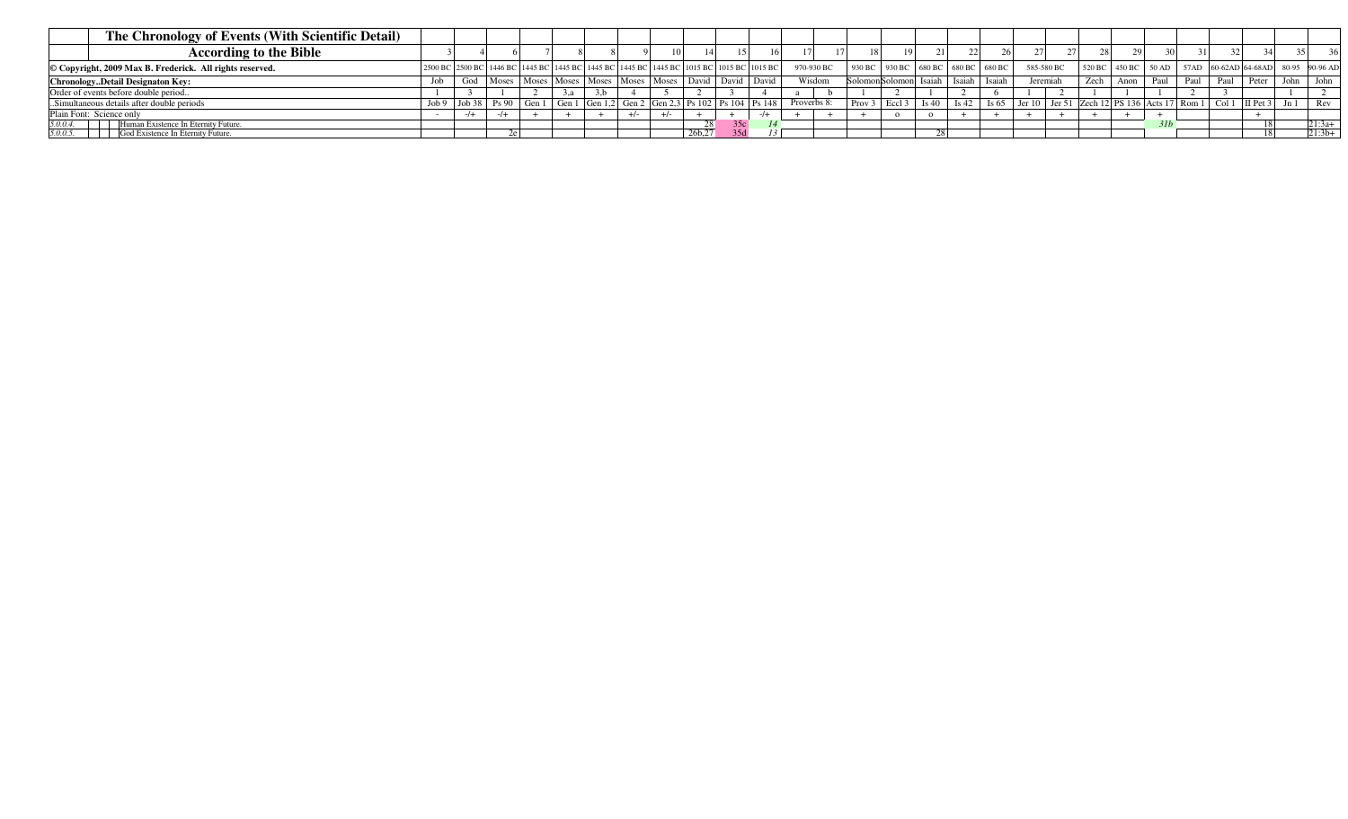| | | | | | | | | | | | | | | | | | | | | | | | | | | | | | |
|---|---|---|---|---|---|---|---|---|---|---|---|---|---|---|---|---|---|---|---|---|---|---|---|---|---|---|---|---|---|
| | **The Chronology of Events (With Scientific Detail)** | | | | | | | | | | | | | | | | | | | | | | | | | | | | |
| | **According to the Bible** | 3 | 4 | 6 | 7 | 8 | 8 | 9 | 10 | 14 | 15 | 16 | 17 | 17 | 18 | 19 | 21 | 22 | 26 | 27 | 27 | 28 | 29 | 30 | 31 | 32 | 34 | 35 | 36 |
| **© Copyright, 2009 Max B. Frederick. All rights reserved.** | | 2500 BC | 2500 BC | 1446 BC | 1445 BC | 1445 BC | 1445 BC | 1445 BC | 1445 BC | 1015 BC | 1015 BC | 1015 BC | 970-930 BC | | 930 BC | 930 BC | 680 BC | 680 BC | 680 BC | 585-580 BC | | 520 BC | 450 BC | 50 AD | 57AD | 60-62AD | 64-68AD | 80-95 | 90-96 AD |
| **Chronology..Detail Designaton Key:** | | Job | God | Moses | Moses | Moses | Moses | Moses | Moses | David | David | David | Wisdom | | Solomon | Solomon | Isaiah | Isaiah | Isaiah | Jeremiah | | Zech | Anon | Paul | Paul | Paul | Peter | John | John |
| Order of events before double period.. | | 1 | 3 | 1 | 2 | 3,a | 3,b | 4 | 5 | 2 | 3 | 4 | a | b | 1 | 2 | 1 | 2 | 6 | 1 | 2 | 1 | 1 | 1 | 2 | 3 | | 1 | 2 |
| ..Simultaneous details after double periods | | Job 9 | Job 38 | Ps 90 | Gen 1 | Gen 1 | Gen 1,2 | Gen 2 | Gen 2,3 | Ps 102 | Ps 104 | Ps 148 | Proverbs 8: | | Prov 3 | Eccl 3 | Is 40 | Is 42 | Is 65 | Jer 10 | Jer 51 | Zech 12 | PS 136 | Acts 17 | Rom 1 | Col 1 | II Pet 3 | Jn 1 | Rev |
| Plain Font: Science only | | - | -/+ | -/+ | + | + | + | +/- | +/- | + | + | -/+ | + | + | + | o | o | + | + | + | + | + | + | + | | | + | | |
| *5.0.0.4.* | Human Existence In Eternity Future. | | | | | | | | | 28 | 35c | *14* | | | | | | | | | | | | *31b* | | | 18 | | 21:3a+ |
| *5.0.0.5.* | God Existence In Eternity Future. | | | 2e | | | | | | 26b,27 | 35d | *13* | | | | | 28 | | | | | | | | | | 18 | | 21:3b+ |